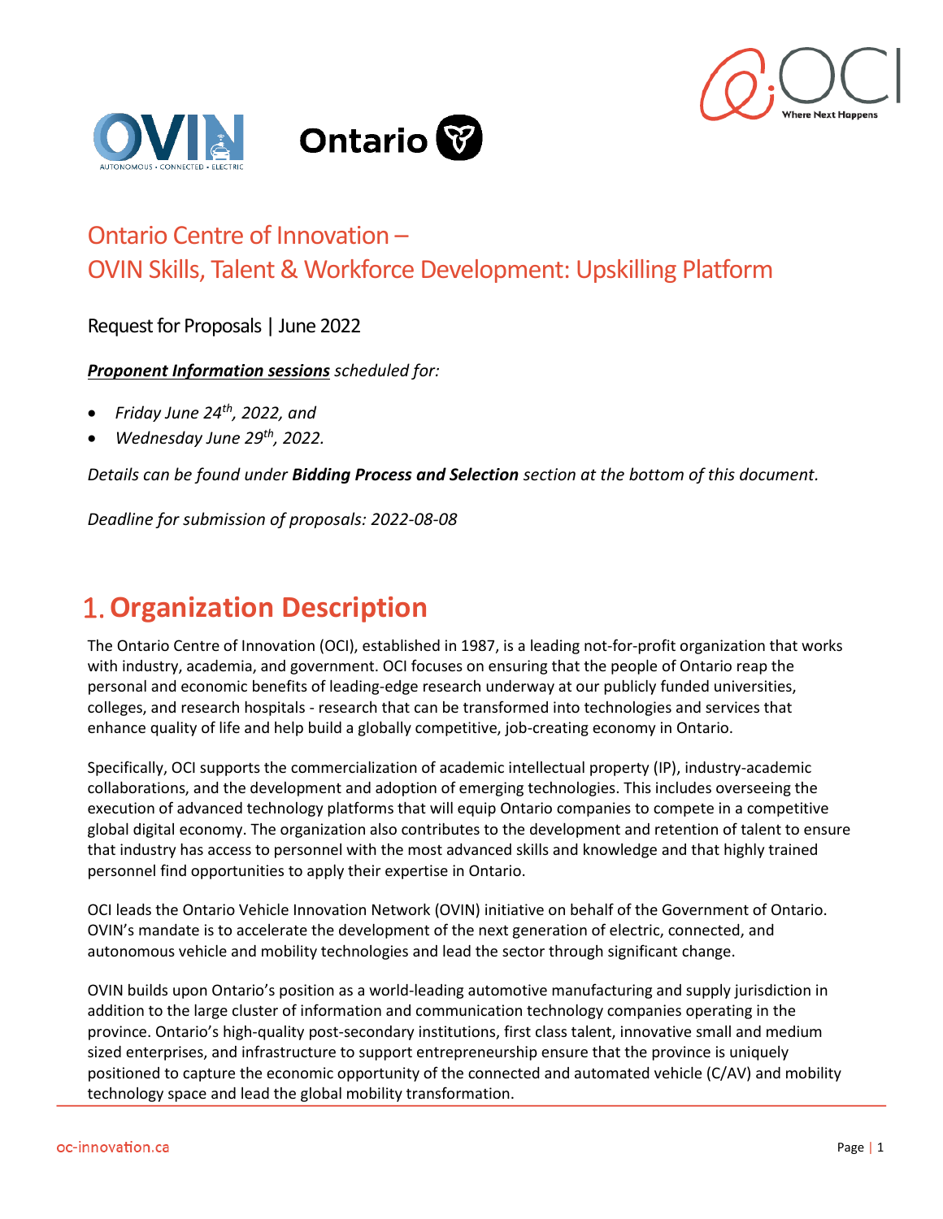# Ontario Centre of Innovation – OVIN Skills, Talent & Workforce Development: Upskilling Platform

Request for Proposals | June 2022

***Proponent Information sessions*** *scheduled for:*

- *Friday June 24th, 2022, and*
- *Wednesday June 29th, 2022.*

*Details can be found under **Bidding Process and Selection** section at the bottom of this document.*

*Deadline for submission of proposals: 2022-08-08*

## 1. Organization Description

The Ontario Centre of Innovation (OCI), established in 1987, is a leading not-for-profit organization that works with industry, academia, and government. OCI focuses on ensuring that the people of Ontario reap the personal and economic benefits of leading-edge research underway at our publicly funded universities, colleges, and research hospitals - research that can be transformed into technologies and services that enhance quality of life and help build a globally competitive, job-creating economy in Ontario.

Specifically, OCI supports the commercialization of academic intellectual property (IP), industry-academic collaborations, and the development and adoption of emerging technologies. This includes overseeing the execution of advanced technology platforms that will equip Ontario companies to compete in a competitive global digital economy. The organization also contributes to the development and retention of talent to ensure that industry has access to personnel with the most advanced skills and knowledge and that highly trained personnel find opportunities to apply their expertise in Ontario.

OCI leads the Ontario Vehicle Innovation Network (OVIN) initiative on behalf of the Government of Ontario. OVIN's mandate is to accelerate the development of the next generation of electric, connected, and autonomous vehicle and mobility technologies and lead the sector through significant change.

OVIN builds upon Ontario's position as a world-leading automotive manufacturing and supply jurisdiction in addition to the large cluster of information and communication technology companies operating in the province. Ontario's high-quality post-secondary institutions, first class talent, innovative small and medium sized enterprises, and infrastructure to support entrepreneurship ensure that the province is uniquely positioned to capture the economic opportunity of the connected and automated vehicle (C/AV) and mobility technology space and lead the global mobility transformation.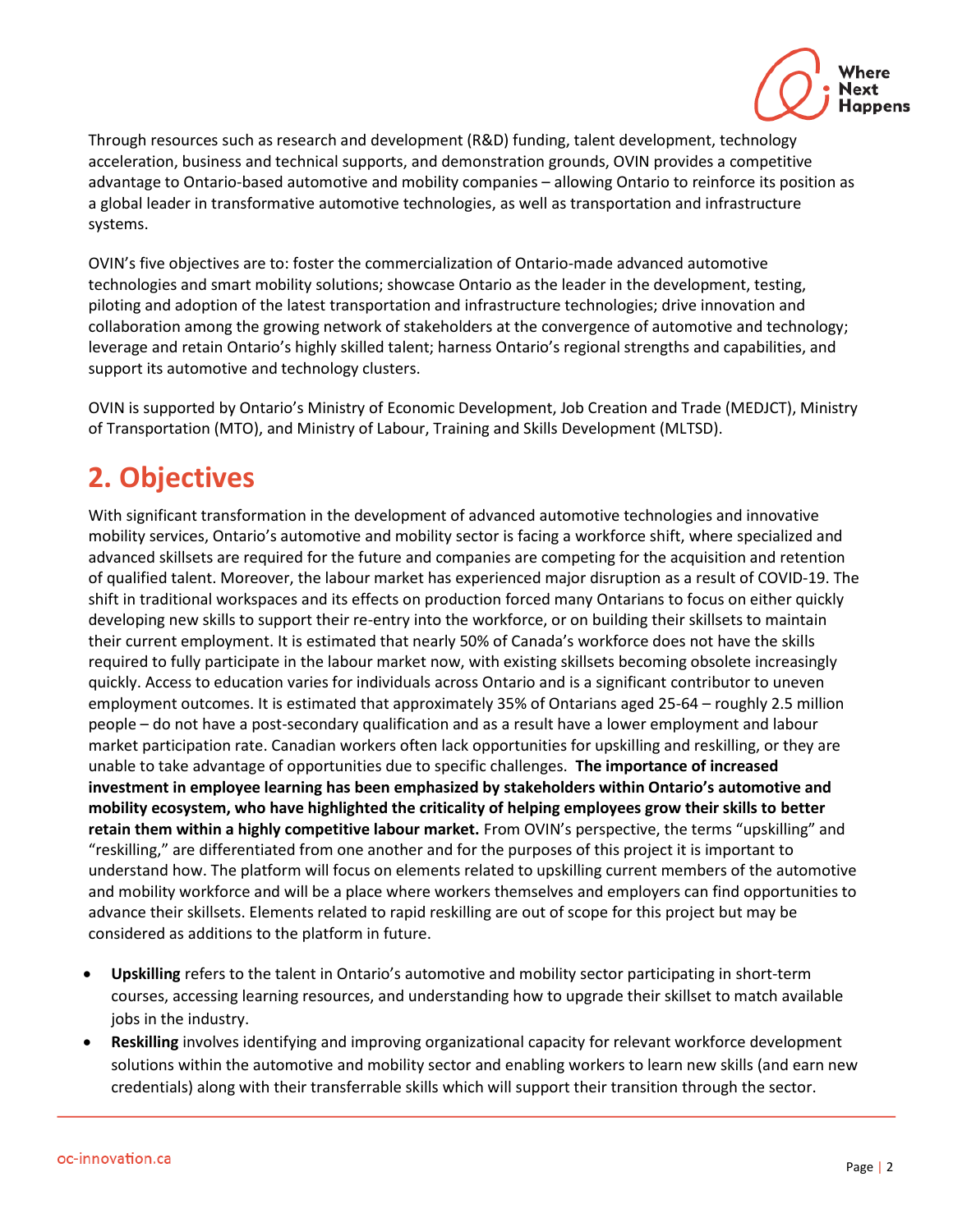Through resources such as research and development (R&D) funding, talent development, technology acceleration, business and technical supports, and demonstration grounds, OVIN provides a competitive advantage to Ontario-based automotive and mobility companies – allowing Ontario to reinforce its position as a global leader in transformative automotive technologies, as well as transportation and infrastructure systems.

OVIN's five objectives are to: foster the commercialization of Ontario-made advanced automotive technologies and smart mobility solutions; showcase Ontario as the leader in the development, testing, piloting and adoption of the latest transportation and infrastructure technologies; drive innovation and collaboration among the growing network of stakeholders at the convergence of automotive and technology; leverage and retain Ontario's highly skilled talent; harness Ontario's regional strengths and capabilities, and support its automotive and technology clusters.

OVIN is supported by Ontario's Ministry of Economic Development, Job Creation and Trade (MEDJCT), Ministry of Transportation (MTO), and Ministry of Labour, Training and Skills Development (MLTSD).

# 2. Objectives

With significant transformation in the development of advanced automotive technologies and innovative mobility services, Ontario's automotive and mobility sector is facing a workforce shift, where specialized and advanced skillsets are required for the future and companies are competing for the acquisition and retention of qualified talent. Moreover, the labour market has experienced major disruption as a result of COVID-19. The shift in traditional workspaces and its effects on production forced many Ontarians to focus on either quickly developing new skills to support their re-entry into the workforce, or on building their skillsets to maintain their current employment. It is estimated that nearly 50% of Canada's workforce does not have the skills required to fully participate in the labour market now, with existing skillsets becoming obsolete increasingly quickly. Access to education varies for individuals across Ontario and is a significant contributor to uneven employment outcomes. It is estimated that approximately 35% of Ontarians aged 25-64 – roughly 2.5 million people – do not have a post-secondary qualification and as a result have a lower employment and labour market participation rate. Canadian workers often lack opportunities for upskilling and reskilling, or they are unable to take advantage of opportunities due to specific challenges. **The importance of increased investment in employee learning has been emphasized by stakeholders within Ontario's automotive and mobility ecosystem, who have highlighted the criticality of helping employees grow their skills to better retain them within a highly competitive labour market.** From OVIN's perspective, the terms "upskilling" and "reskilling," are differentiated from one another and for the purposes of this project it is important to understand how. The platform will focus on elements related to upskilling current members of the automotive and mobility workforce and will be a place where workers themselves and employers can find opportunities to advance their skillsets. Elements related to rapid reskilling are out of scope for this project but may be considered as additions to the platform in future.

- **Upskilling** refers to the talent in Ontario's automotive and mobility sector participating in short-term courses, accessing learning resources, and understanding how to upgrade their skillset to match available jobs in the industry.
- **Reskilling** involves identifying and improving organizational capacity for relevant workforce development solutions within the automotive and mobility sector and enabling workers to learn new skills (and earn new credentials) along with their transferrable skills which will support their transition through the sector.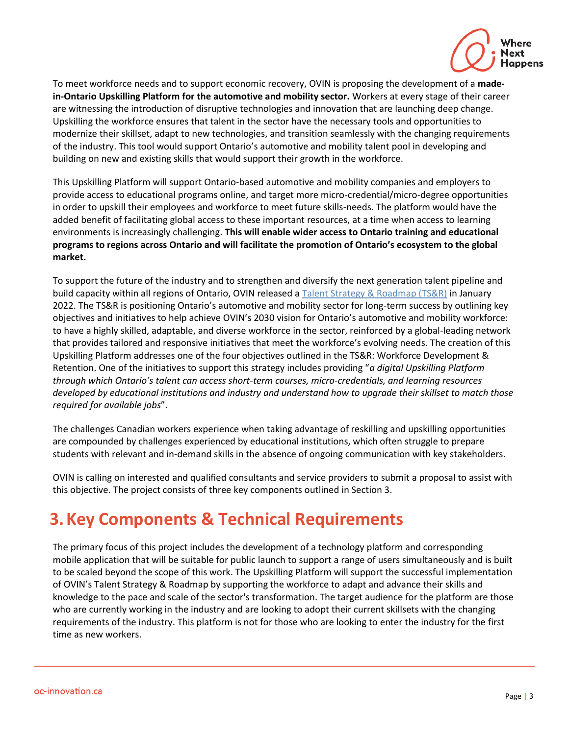To meet workforce needs and to support economic recovery, OVIN is proposing the development of a **made-in-Ontario Upskilling Platform for the automotive and mobility sector.** Workers at every stage of their career are witnessing the introduction of disruptive technologies and innovation that are launching deep change. Upskilling the workforce ensures that talent in the sector have the necessary tools and opportunities to modernize their skillset, adapt to new technologies, and transition seamlessly with the changing requirements of the industry. This tool would support Ontario's automotive and mobility talent pool in developing and building on new and existing skills that would support their growth in the workforce.

This Upskilling Platform will support Ontario-based automotive and mobility companies and employers to provide access to educational programs online, and target more micro-credential/micro-degree opportunities in order to upskill their employees and workforce to meet future skills-needs. The platform would have the added benefit of facilitating global access to these important resources, at a time when access to learning environments is increasingly challenging. **This will enable wider access to Ontario training and educational programs to regions across Ontario and will facilitate the promotion of Ontario's ecosystem to the global market.**

To support the future of the industry and to strengthen and diversify the next generation talent pipeline and build capacity within all regions of Ontario, OVIN released a Talent Strategy & Roadmap (TS&R) in January 2022. The TS&R is positioning Ontario's automotive and mobility sector for long-term success by outlining key objectives and initiatives to help achieve OVIN's 2030 vision for Ontario's automotive and mobility workforce: to have a highly skilled, adaptable, and diverse workforce in the sector, reinforced by a global-leading network that provides tailored and responsive initiatives that meet the workforce's evolving needs. The creation of this Upskilling Platform addresses one of the four objectives outlined in the TS&R: Workforce Development & Retention. One of the initiatives to support this strategy includes providing "*a digital Upskilling Platform through which Ontario's talent can access short-term courses, micro-credentials, and learning resources developed by educational institutions and industry and understand how to upgrade their skillset to match those required for available jobs*".

The challenges Canadian workers experience when taking advantage of reskilling and upskilling opportunities are compounded by challenges experienced by educational institutions, which often struggle to prepare students with relevant and in-demand skills in the absence of ongoing communication with key stakeholders.

OVIN is calling on interested and qualified consultants and service providers to submit a proposal to assist with this objective. The project consists of three key components outlined in Section 3.

# 3. Key Components & Technical Requirements

The primary focus of this project includes the development of a technology platform and corresponding mobile application that will be suitable for public launch to support a range of users simultaneously and is built to be scaled beyond the scope of this work. The Upskilling Platform will support the successful implementation of OVIN's Talent Strategy & Roadmap by supporting the workforce to adapt and advance their skills and knowledge to the pace and scale of the sector's transformation. The target audience for the platform are those who are currently working in the industry and are looking to adopt their current skillsets with the changing requirements of the industry. This platform is not for those who are looking to enter the industry for the first time as new workers.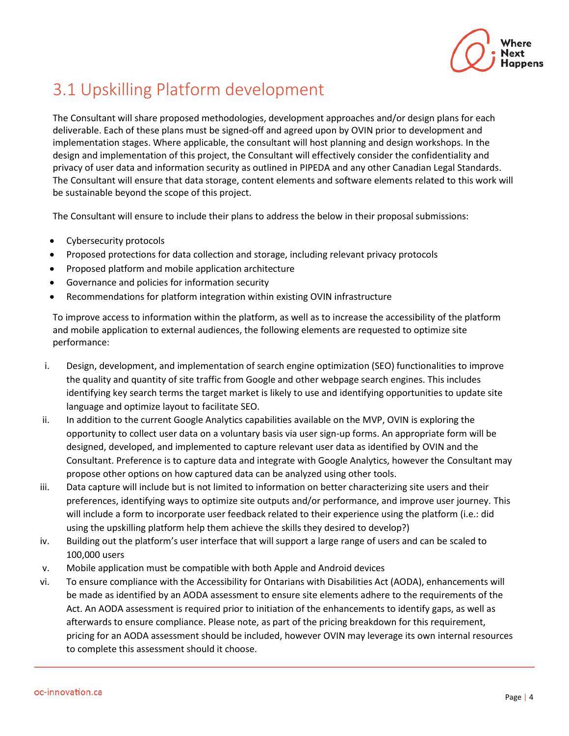## 3.1 Upskilling Platform development

The Consultant will share proposed methodologies, development approaches and/or design plans for each deliverable. Each of these plans must be signed-off and agreed upon by OVIN prior to development and implementation stages. Where applicable, the consultant will host planning and design workshops. In the design and implementation of this project, the Consultant will effectively consider the confidentiality and privacy of user data and information security as outlined in PIPEDA and any other Canadian Legal Standards. The Consultant will ensure that data storage, content elements and software elements related to this work will be sustainable beyond the scope of this project.

The Consultant will ensure to include their plans to address the below in their proposal submissions:

- Cybersecurity protocols
- Proposed protections for data collection and storage, including relevant privacy protocols
- Proposed platform and mobile application architecture
- Governance and policies for information security
- Recommendations for platform integration within existing OVIN infrastructure

To improve access to information within the platform, as well as to increase the accessibility of the platform and mobile application to external audiences, the following elements are requested to optimize site performance:

i. Design, development, and implementation of search engine optimization (SEO) functionalities to improve the quality and quantity of site traffic from Google and other webpage search engines. This includes identifying key search terms the target market is likely to use and identifying opportunities to update site language and optimize layout to facilitate SEO.

ii. In addition to the current Google Analytics capabilities available on the MVP, OVIN is exploring the opportunity to collect user data on a voluntary basis via user sign-up forms. An appropriate form will be designed, developed, and implemented to capture relevant user data as identified by OVIN and the Consultant. Preference is to capture data and integrate with Google Analytics, however the Consultant may propose other options on how captured data can be analyzed using other tools.

iii. Data capture will include but is not limited to information on better characterizing site users and their preferences, identifying ways to optimize site outputs and/or performance, and improve user journey. This will include a form to incorporate user feedback related to their experience using the platform (i.e.: did using the upskilling platform help them achieve the skills they desired to develop?)

iv. Building out the platform's user interface that will support a large range of users and can be scaled to 100,000 users

v. Mobile application must be compatible with both Apple and Android devices

vi. To ensure compliance with the Accessibility for Ontarians with Disabilities Act (AODA), enhancements will be made as identified by an AODA assessment to ensure site elements adhere to the requirements of the Act. An AODA assessment is required prior to initiation of the enhancements to identify gaps, as well as afterwards to ensure compliance. Please note, as part of the pricing breakdown for this requirement, pricing for an AODA assessment should be included, however OVIN may leverage its own internal resources to complete this assessment should it choose.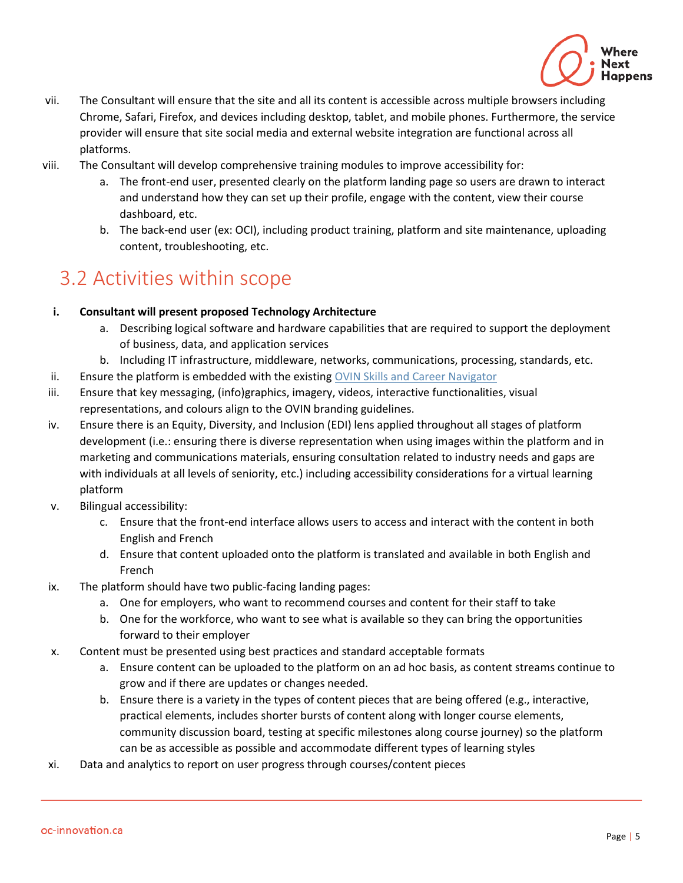vii. The Consultant will ensure that the site and all its content is accessible across multiple browsers including Chrome, Safari, Firefox, and devices including desktop, tablet, and mobile phones. Furthermore, the service provider will ensure that site social media and external website integration are functional across all platforms.

viii. The Consultant will develop comprehensive training modules to improve accessibility for:

  a. The front-end user, presented clearly on the platform landing page so users are drawn to interact and understand how they can set up their profile, engage with the content, view their course dashboard, etc.

  b. The back-end user (ex: OCI), including product training, platform and site maintenance, uploading content, troubleshooting, etc.

## 3.2 Activities within scope

i. **Consultant will present proposed Technology Architecture**

  a. Describing logical software and hardware capabilities that are required to support the deployment of business, data, and application services

  b. Including IT infrastructure, middleware, networks, communications, processing, standards, etc.

ii. Ensure the platform is embedded with the existing OVIN Skills and Career Navigator

iii. Ensure that key messaging, (info)graphics, imagery, videos, interactive functionalities, visual representations, and colours align to the OVIN branding guidelines.

iv. Ensure there is an Equity, Diversity, and Inclusion (EDI) lens applied throughout all stages of platform development (i.e.: ensuring there is diverse representation when using images within the platform and in marketing and communications materials, ensuring consultation related to industry needs and gaps are with individuals at all levels of seniority, etc.) including accessibility considerations for a virtual learning platform

v. Bilingual accessibility:

  c. Ensure that the front-end interface allows users to access and interact with the content in both English and French

  d. Ensure that content uploaded onto the platform is translated and available in both English and French

ix. The platform should have two public-facing landing pages:

  a. One for employers, who want to recommend courses and content for their staff to take

  b. One for the workforce, who want to see what is available so they can bring the opportunities forward to their employer

x. Content must be presented using best practices and standard acceptable formats

  a. Ensure content can be uploaded to the platform on an ad hoc basis, as content streams continue to grow and if there are updates or changes needed.

  b. Ensure there is a variety in the types of content pieces that are being offered (e.g., interactive, practical elements, includes shorter bursts of content along with longer course elements, community discussion board, testing at specific milestones along course journey) so the platform can be as accessible as possible and accommodate different types of learning styles

xi. Data and analytics to report on user progress through courses/content pieces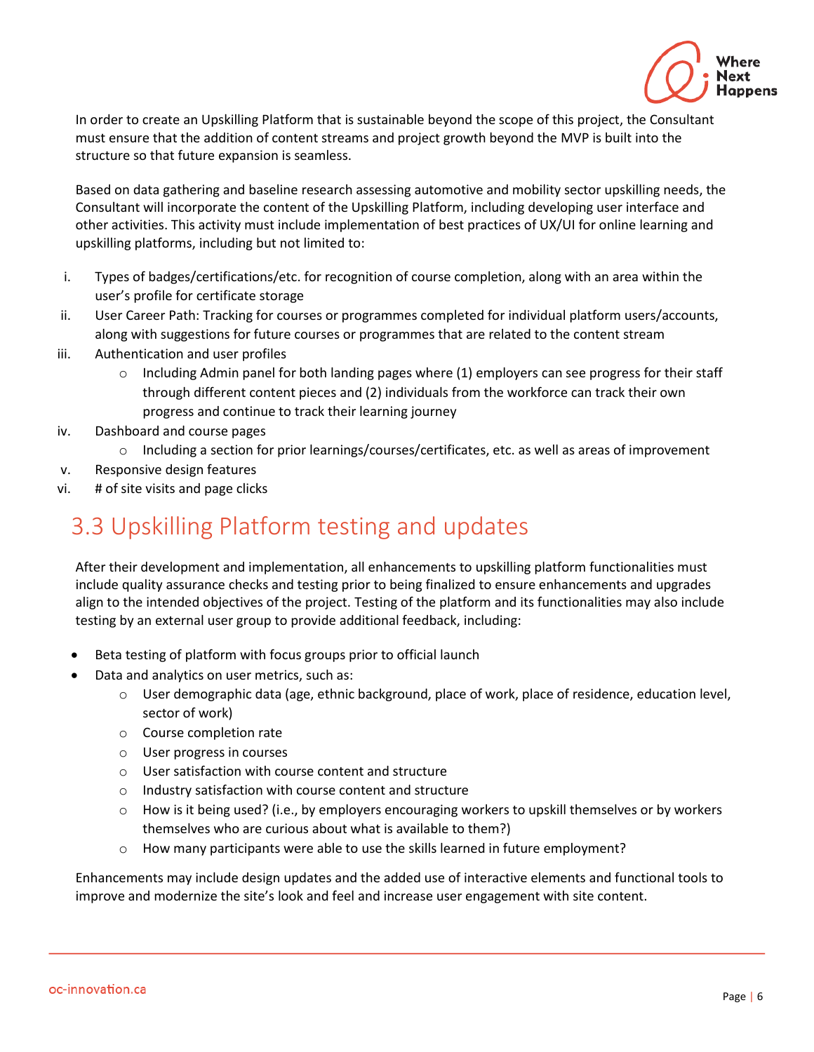In order to create an Upskilling Platform that is sustainable beyond the scope of this project, the Consultant must ensure that the addition of content streams and project growth beyond the MVP is built into the structure so that future expansion is seamless.

Based on data gathering and baseline research assessing automotive and mobility sector upskilling needs, the Consultant will incorporate the content of the Upskilling Platform, including developing user interface and other activities. This activity must include implementation of best practices of UX/UI for online learning and upskilling platforms, including but not limited to:

i. Types of badges/certifications/etc. for recognition of course completion, along with an area within the user's profile for certificate storage
ii. User Career Path: Tracking for courses or programmes completed for individual platform users/accounts, along with suggestions for future courses or programmes that are related to the content stream
iii. Authentication and user profiles
    - Including Admin panel for both landing pages where (1) employers can see progress for their staff through different content pieces and (2) individuals from the workforce can track their own progress and continue to track their learning journey
iv. Dashboard and course pages
    - Including a section for prior learnings/courses/certificates, etc. as well as areas of improvement
v. Responsive design features
vi. # of site visits and page clicks

## 3.3 Upskilling Platform testing and updates

After their development and implementation, all enhancements to upskilling platform functionalities must include quality assurance checks and testing prior to being finalized to ensure enhancements and upgrades align to the intended objectives of the project. Testing of the platform and its functionalities may also include testing by an external user group to provide additional feedback, including:

- Beta testing of platform with focus groups prior to official launch
- Data and analytics on user metrics, such as:
    - User demographic data (age, ethnic background, place of work, place of residence, education level, sector of work)
    - Course completion rate
    - User progress in courses
    - User satisfaction with course content and structure
    - Industry satisfaction with course content and structure
    - How is it being used? (i.e., by employers encouraging workers to upskill themselves or by workers themselves who are curious about what is available to them?)
    - How many participants were able to use the skills learned in future employment?

Enhancements may include design updates and the added use of interactive elements and functional tools to improve and modernize the site's look and feel and increase user engagement with site content.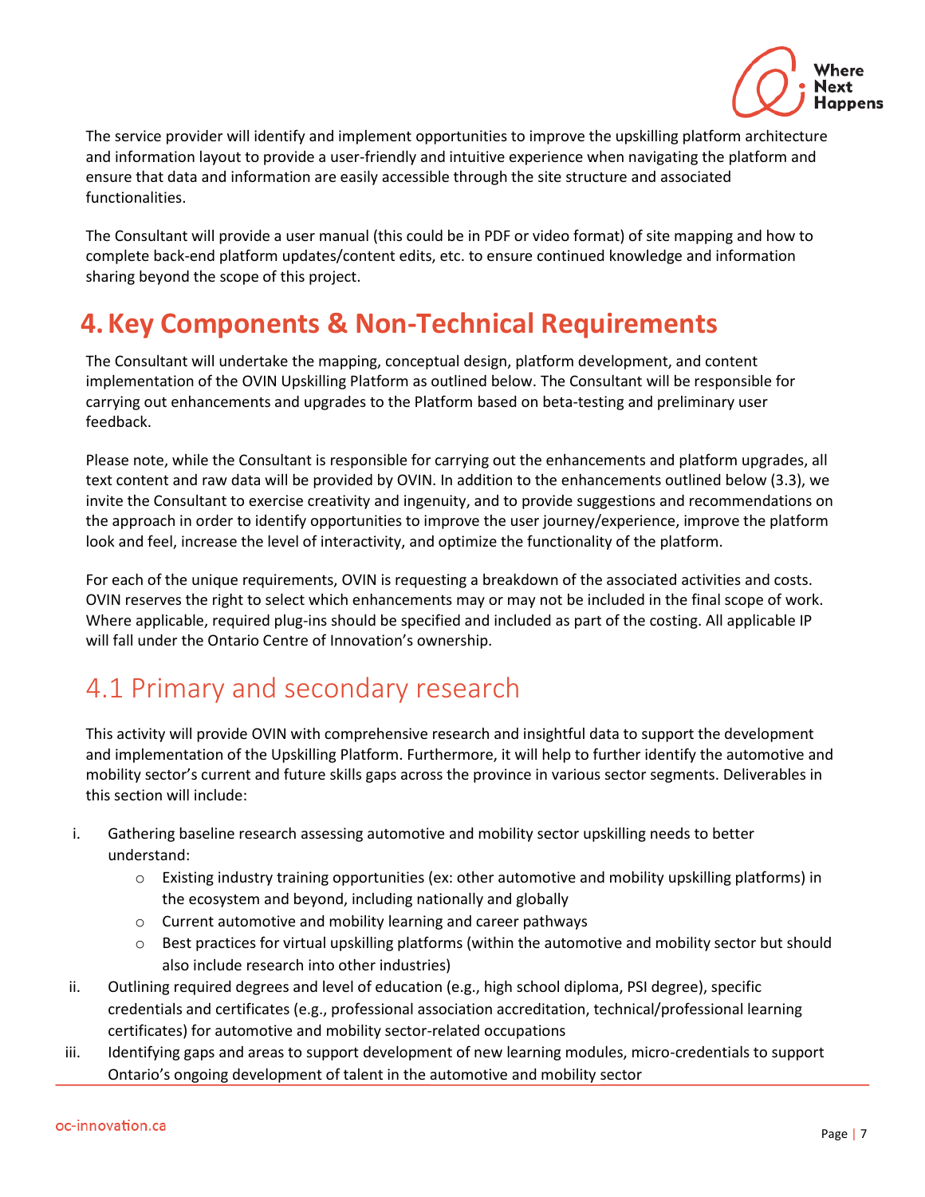The service provider will identify and implement opportunities to improve the upskilling platform architecture and information layout to provide a user-friendly and intuitive experience when navigating the platform and ensure that data and information are easily accessible through the site structure and associated functionalities.

The Consultant will provide a user manual (this could be in PDF or video format) of site mapping and how to complete back-end platform updates/content edits, etc. to ensure continued knowledge and information sharing beyond the scope of this project.

# 4. Key Components & Non-Technical Requirements

The Consultant will undertake the mapping, conceptual design, platform development, and content implementation of the OVIN Upskilling Platform as outlined below. The Consultant will be responsible for carrying out enhancements and upgrades to the Platform based on beta-testing and preliminary user feedback.

Please note, while the Consultant is responsible for carrying out the enhancements and platform upgrades, all text content and raw data will be provided by OVIN. In addition to the enhancements outlined below (3.3), we invite the Consultant to exercise creativity and ingenuity, and to provide suggestions and recommendations on the approach in order to identify opportunities to improve the user journey/experience, improve the platform look and feel, increase the level of interactivity, and optimize the functionality of the platform.

For each of the unique requirements, OVIN is requesting a breakdown of the associated activities and costs. OVIN reserves the right to select which enhancements may or may not be included in the final scope of work. Where applicable, required plug-ins should be specified and included as part of the costing. All applicable IP will fall under the Ontario Centre of Innovation's ownership.

## 4.1 Primary and secondary research

This activity will provide OVIN with comprehensive research and insightful data to support the development and implementation of the Upskilling Platform. Furthermore, it will help to further identify the automotive and mobility sector's current and future skills gaps across the province in various sector segments. Deliverables in this section will include:

i. Gathering baseline research assessing automotive and mobility sector upskilling needs to better understand:
   - Existing industry training opportunities (ex: other automotive and mobility upskilling platforms) in the ecosystem and beyond, including nationally and globally
   - Current automotive and mobility learning and career pathways
   - Best practices for virtual upskilling platforms (within the automotive and mobility sector but should also include research into other industries)

ii. Outlining required degrees and level of education (e.g., high school diploma, PSI degree), specific credentials and certificates (e.g., professional association accreditation, technical/professional learning certificates) for automotive and mobility sector-related occupations

iii. Identifying gaps and areas to support development of new learning modules, micro-credentials to support Ontario's ongoing development of talent in the automotive and mobility sector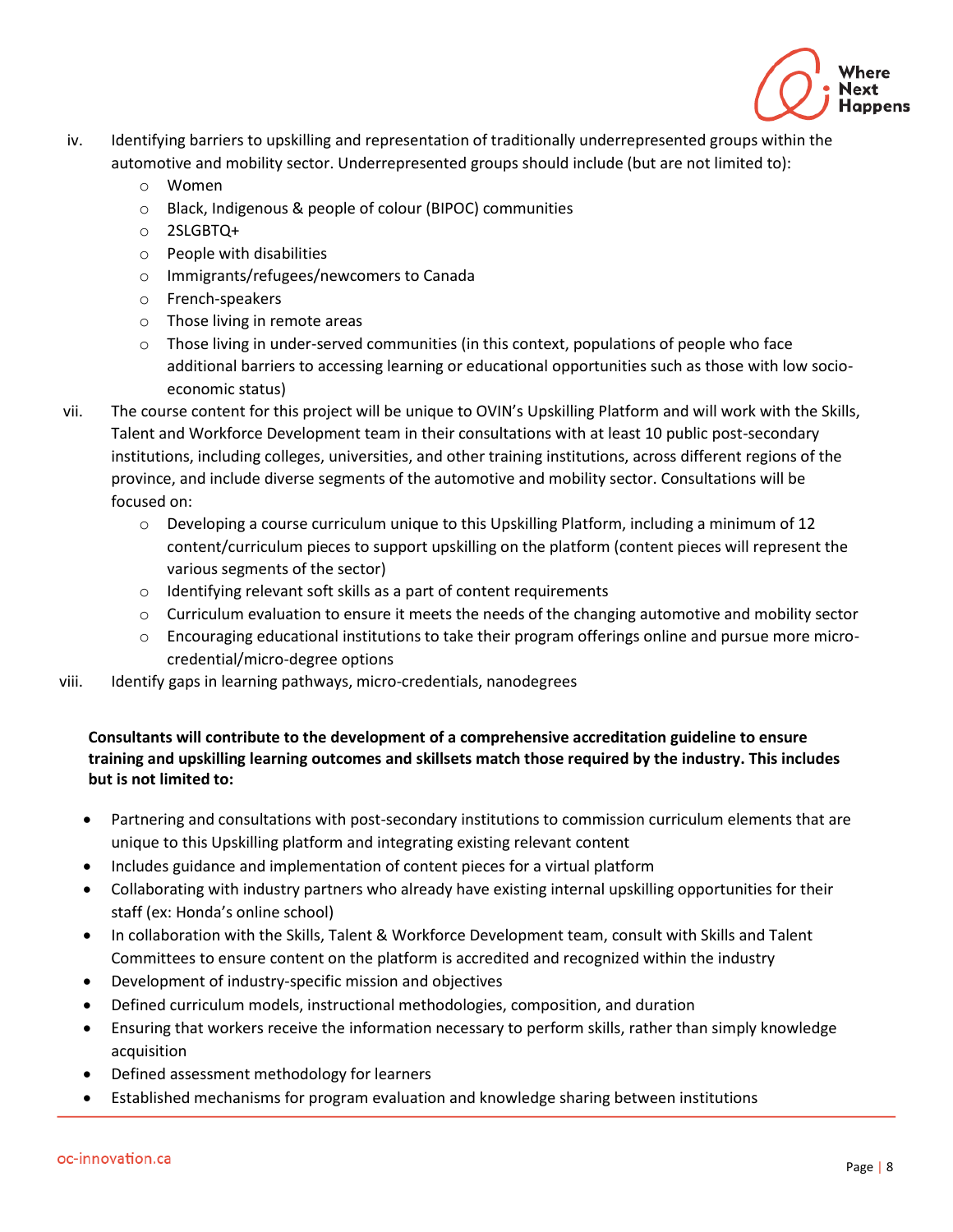iv. Identifying barriers to upskilling and representation of traditionally underrepresented groups within the automotive and mobility sector. Underrepresented groups should include (but are not limited to):
   - Women
   - Black, Indigenous & people of colour (BIPOC) communities
   - 2SLGBTQ+
   - People with disabilities
   - Immigrants/refugees/newcomers to Canada
   - French-speakers
   - Those living in remote areas
   - Those living in under-served communities (in this context, populations of people who face additional barriers to accessing learning or educational opportunities such as those with low socio-economic status)

vii. The course content for this project will be unique to OVIN's Upskilling Platform and will work with the Skills, Talent and Workforce Development team in their consultations with at least 10 public post-secondary institutions, including colleges, universities, and other training institutions, across different regions of the province, and include diverse segments of the automotive and mobility sector. Consultations will be focused on:
   - Developing a course curriculum unique to this Upskilling Platform, including a minimum of 12 content/curriculum pieces to support upskilling on the platform (content pieces will represent the various segments of the sector)
   - Identifying relevant soft skills as a part of content requirements
   - Curriculum evaluation to ensure it meets the needs of the changing automotive and mobility sector
   - Encouraging educational institutions to take their program offerings online and pursue more micro-credential/micro-degree options

viii. Identify gaps in learning pathways, micro-credentials, nanodegrees

**Consultants will contribute to the development of a comprehensive accreditation guideline to ensure training and upskilling learning outcomes and skillsets match those required by the industry. This includes but is not limited to:**

- Partnering and consultations with post-secondary institutions to commission curriculum elements that are unique to this Upskilling platform and integrating existing relevant content
- Includes guidance and implementation of content pieces for a virtual platform
- Collaborating with industry partners who already have existing internal upskilling opportunities for their staff (ex: Honda's online school)
- In collaboration with the Skills, Talent & Workforce Development team, consult with Skills and Talent Committees to ensure content on the platform is accredited and recognized within the industry
- Development of industry-specific mission and objectives
- Defined curriculum models, instructional methodologies, composition, and duration
- Ensuring that workers receive the information necessary to perform skills, rather than simply knowledge acquisition
- Defined assessment methodology for learners
- Established mechanisms for program evaluation and knowledge sharing between institutions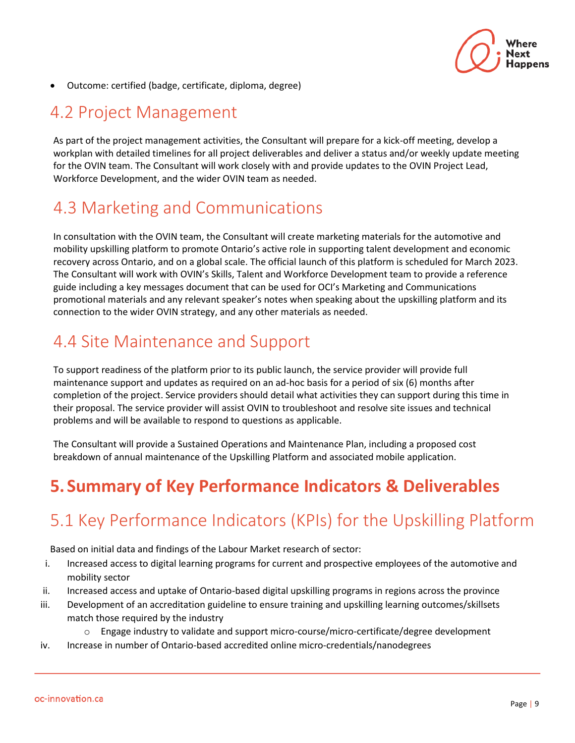- Outcome: certified (badge, certificate, diploma, degree)

## 4.2 Project Management

As part of the project management activities, the Consultant will prepare for a kick-off meeting, develop a workplan with detailed timelines for all project deliverables and deliver a status and/or weekly update meeting for the OVIN team. The Consultant will work closely with and provide updates to the OVIN Project Lead, Workforce Development, and the wider OVIN team as needed.

## 4.3 Marketing and Communications

In consultation with the OVIN team, the Consultant will create marketing materials for the automotive and mobility upskilling platform to promote Ontario's active role in supporting talent development and economic recovery across Ontario, and on a global scale. The official launch of this platform is scheduled for March 2023. The Consultant will work with OVIN's Skills, Talent and Workforce Development team to provide a reference guide including a key messages document that can be used for OCI's Marketing and Communications promotional materials and any relevant speaker's notes when speaking about the upskilling platform and its connection to the wider OVIN strategy, and any other materials as needed.

## 4.4 Site Maintenance and Support

To support readiness of the platform prior to its public launch, the service provider will provide full maintenance support and updates as required on an ad-hoc basis for a period of six (6) months after completion of the project. Service providers should detail what activities they can support during this time in their proposal. The service provider will assist OVIN to troubleshoot and resolve site issues and technical problems and will be available to respond to questions as applicable.

The Consultant will provide a Sustained Operations and Maintenance Plan, including a proposed cost breakdown of annual maintenance of the Upskilling Platform and associated mobile application.

# 5. Summary of Key Performance Indicators & Deliverables

## 5.1 Key Performance Indicators (KPIs) for the Upskilling Platform

Based on initial data and findings of the Labour Market research of sector:

1. Increased access to digital learning programs for current and prospective employees of the automotive and mobility sector
2. Increased access and uptake of Ontario-based digital upskilling programs in regions across the province
3. Development of an accreditation guideline to ensure training and upskilling learning outcomes/skillsets match those required by the industry
   - Engage industry to validate and support micro-course/micro-certificate/degree development
4. Increase in number of Ontario-based accredited online micro-credentials/nanodegrees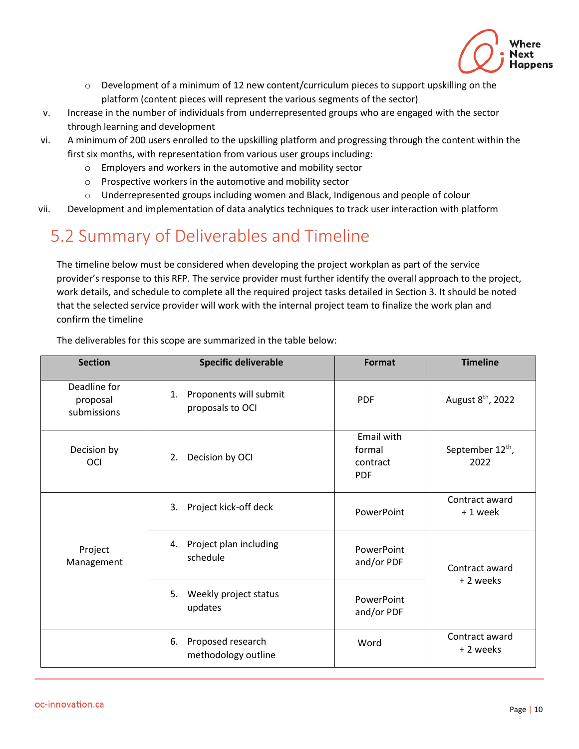- Development of a minimum of 12 new content/curriculum pieces to support upskilling on the platform (content pieces will represent the various segments of the sector)

v. Increase in the number of individuals from underrepresented groups who are engaged with the sector through learning and development

vi. A minimum of 200 users enrolled to the upskilling platform and progressing through the content within the first six months, with representation from various user groups including:
   - Employers and workers in the automotive and mobility sector
   - Prospective workers in the automotive and mobility sector
   - Underrepresented groups including women and Black, Indigenous and people of colour

vii. Development and implementation of data analytics techniques to track user interaction with platform

## 5.2 Summary of Deliverables and Timeline

The timeline below must be considered when developing the project workplan as part of the service provider's response to this RFP. The service provider must further identify the overall approach to the project, work details, and schedule to complete all the required project tasks detailed in Section 3. It should be noted that the selected service provider will work with the internal project team to finalize the work plan and confirm the timeline

The deliverables for this scope are summarized in the table below:

| Section | Specific deliverable | Format | Timeline |
|---|---|---|---|
| Deadline for proposal submissions | 1. Proponents will submit proposals to OCI | PDF | August 8th, 2022 |
| Decision by OCI | 2. Decision by OCI | Email with formal contract PDF | September 12th, 2022 |
| Project Management | 3. Project kick-off deck | PowerPoint | Contract award + 1 week |
| | 4. Project plan including schedule | PowerPoint and/or PDF | Contract award + 2 weeks |
| | 5. Weekly project status updates | PowerPoint and/or PDF | |
| | 6. Proposed research methodology outline | Word | Contract award + 2 weeks |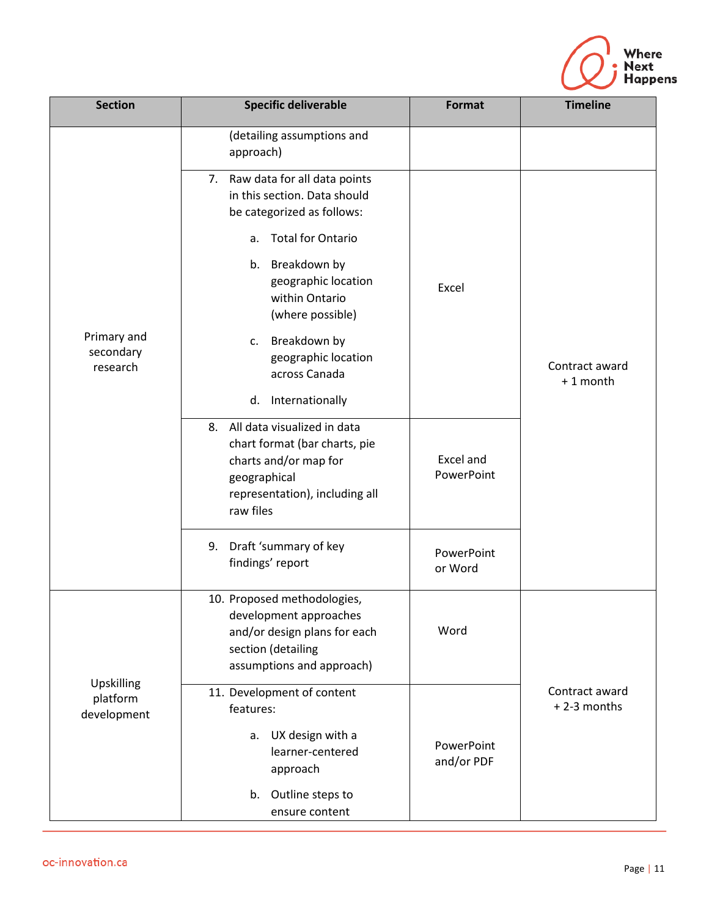| Section | Specific deliverable | Format | Timeline |
|---|---|---|---|
| Primary and secondary research | (detailing assumptions and approach) | | |
| | 7. Raw data for all data points in this section. Data should be categorized as follows:<br>a. Total for Ontario<br>b. Breakdown by geographic location within Ontario (where possible)<br>c. Breakdown by geographic location across Canada<br>d. Internationally | Excel | Contract award + 1 month |
| | 8. All data visualized in data chart format (bar charts, pie charts and/or map for geographical representation), including all raw files | Excel and PowerPoint | |
| | 9. Draft 'summary of key findings' report | PowerPoint or Word | |
| Upskilling platform development | 10. Proposed methodologies, development approaches and/or design plans for each section (detailing assumptions and approach) | Word | Contract award + 2-3 months |
| | 11. Development of content features:<br>a. UX design with a learner-centered approach<br>b. Outline steps to ensure content | PowerPoint and/or PDF | |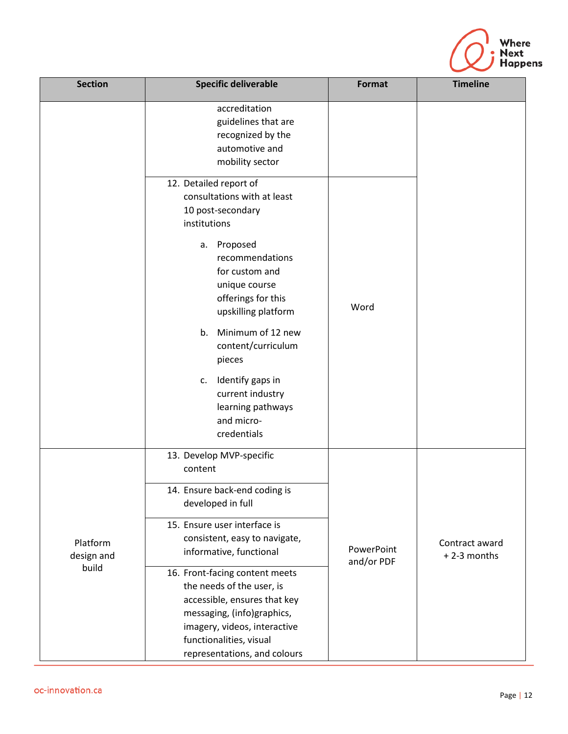| Section | Specific deliverable | Format | Timeline |
|---|---|---|---|
| | accreditation guidelines that are recognized by the automotive and mobility sector | | |
| | 12. Detailed report of consultations with at least 10 post-secondary institutions<br>a. Proposed recommendations for custom and unique course offerings for this upskilling platform<br>b. Minimum of 12 new content/curriculum pieces<br>c. Identify gaps in current industry learning pathways and micro-credentials | Word | |
| Platform design and build | 13. Develop MVP-specific content | PowerPoint and/or PDF | Contract award + 2-3 months |
| | 14. Ensure back-end coding is developed in full | | |
| | 15. Ensure user interface is consistent, easy to navigate, informative, functional | | |
| | 16. Front-facing content meets the needs of the user, is accessible, ensures that key messaging, (info)graphics, imagery, videos, interactive functionalities, visual representations, and colours | | |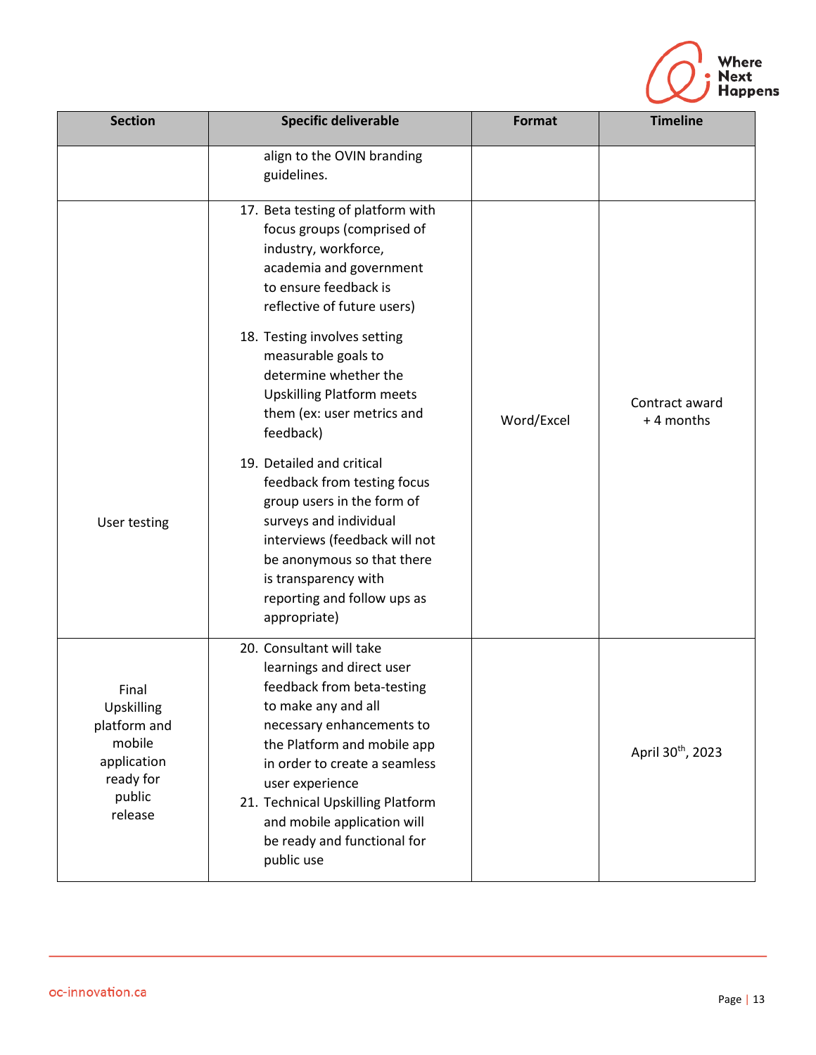| Section | Specific deliverable | Format | Timeline |
|---|---|---|---|
| | align to the OVIN branding guidelines. | | |
| User testing | 17. Beta testing of platform with focus groups (comprised of industry, workforce, academia and government to ensure feedback is reflective of future users)<br>18. Testing involves setting measurable goals to determine whether the Upskilling Platform meets them (ex: user metrics and feedback)<br>19. Detailed and critical feedback from testing focus group users in the form of surveys and individual interviews (feedback will not be anonymous so that there is transparency with reporting and follow ups as appropriate) | Word/Excel | Contract award + 4 months |
| Final Upskilling platform and mobile application ready for public release | 20. Consultant will take learnings and direct user feedback from beta-testing to make any and all necessary enhancements to the Platform and mobile app in order to create a seamless user experience<br>21. Technical Upskilling Platform and mobile application will be ready and functional for public use | | April 30th, 2023 |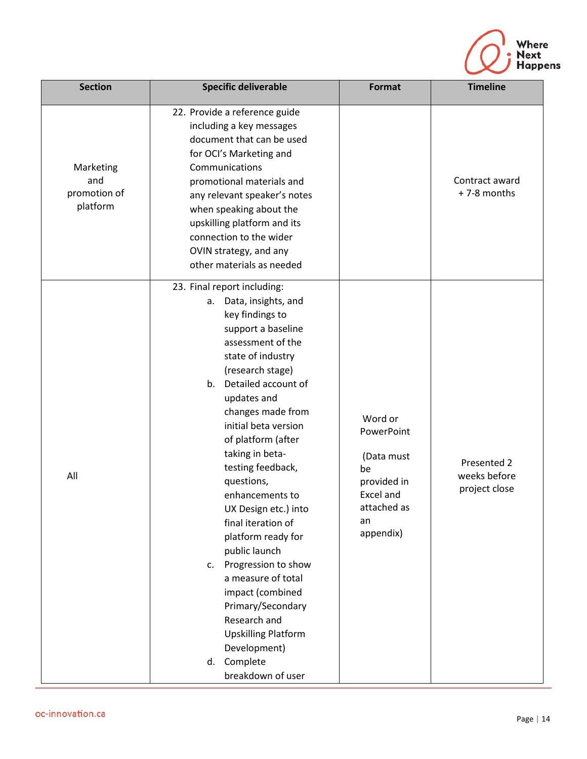| Section | Specific deliverable | Format | Timeline |
|---|---|---|---|
| Marketing and promotion of platform | 22. Provide a reference guide including a key messages document that can be used for OCI's Marketing and Communications promotional materials and any relevant speaker's notes when speaking about the upskilling platform and its connection to the wider OVIN strategy, and any other materials as needed | | Contract award + 7-8 months |
| All | 23. Final report including:<br>a. Data, insights, and key findings to support a baseline assessment of the state of industry (research stage)<br>b. Detailed account of updates and changes made from initial beta version of platform (after taking in beta-testing feedback, questions, enhancements to UX Design etc.) into final iteration of platform ready for public launch<br>c. Progression to show a measure of total impact (combined Primary/Secondary Research and Upskilling Platform Development)<br>d. Complete breakdown of user | Word or PowerPoint<br><br>(Data must be provided in Excel and attached as an appendix) | Presented 2 weeks before project close |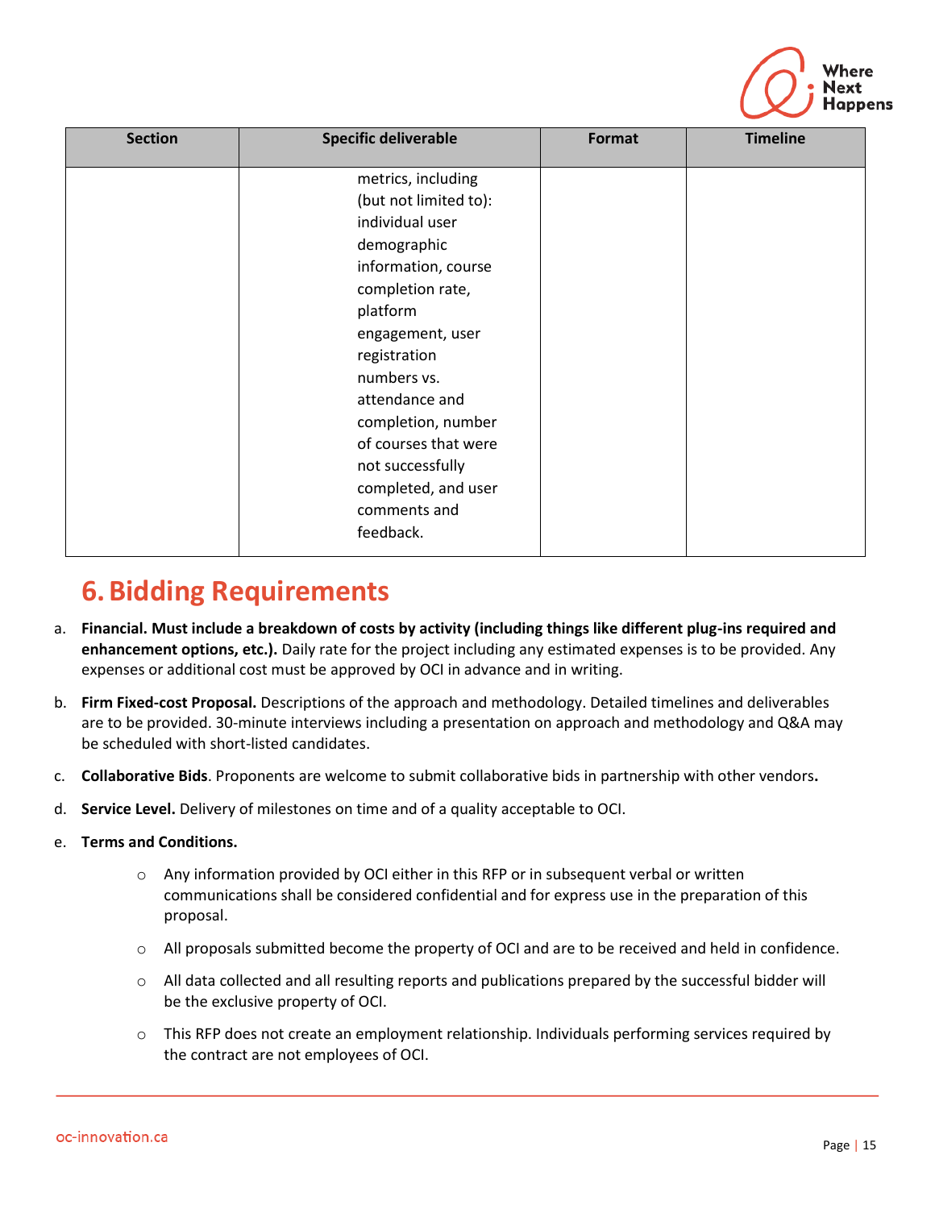| Section | Specific deliverable | Format | Timeline |
|---|---|---|---|
| | metrics, including (but not limited to): individual user demographic information, course completion rate, platform engagement, user registration numbers vs. attendance and completion, number of courses that were not successfully completed, and user comments and feedback. | | |

# 6. Bidding Requirements

a. **Financial. Must include a breakdown of costs by activity (including things like different plug-ins required and enhancement options, etc.).** Daily rate for the project including any estimated expenses is to be provided. Any expenses or additional cost must be approved by OCI in advance and in writing.

b. **Firm Fixed-cost Proposal.** Descriptions of the approach and methodology. Detailed timelines and deliverables are to be provided. 30-minute interviews including a presentation on approach and methodology and Q&A may be scheduled with short-listed candidates.

c. **Collaborative Bids**. Proponents are welcome to submit collaborative bids in partnership with other vendors**.**

d. **Service Level.** Delivery of milestones on time and of a quality acceptable to OCI.

e. **Terms and Conditions.**

- Any information provided by OCI either in this RFP or in subsequent verbal or written communications shall be considered confidential and for express use in the preparation of this proposal.
- All proposals submitted become the property of OCI and are to be received and held in confidence.
- All data collected and all resulting reports and publications prepared by the successful bidder will be the exclusive property of OCI.
- This RFP does not create an employment relationship. Individuals performing services required by the contract are not employees of OCI.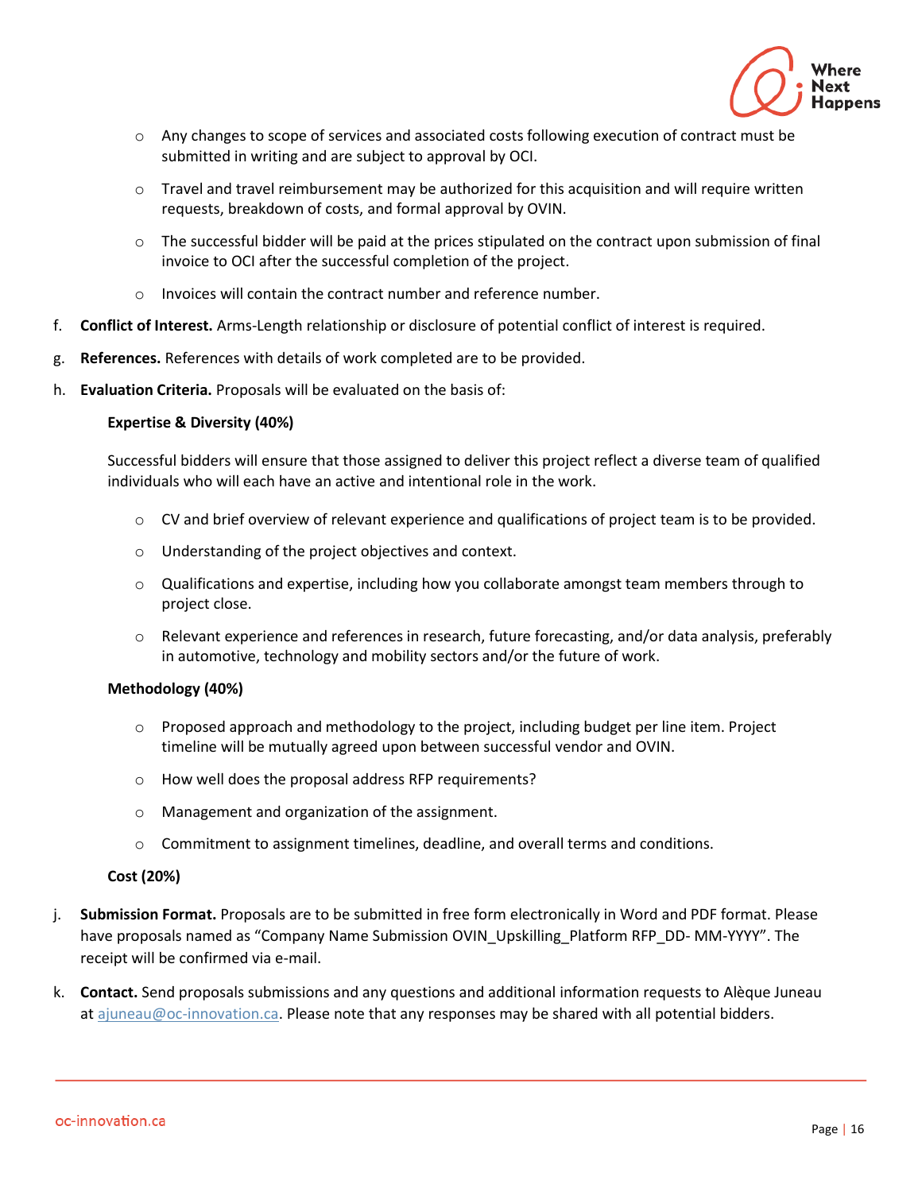- Any changes to scope of services and associated costs following execution of contract must be submitted in writing and are subject to approval by OCI.
- Travel and travel reimbursement may be authorized for this acquisition and will require written requests, breakdown of costs, and formal approval by OVIN.
- The successful bidder will be paid at the prices stipulated on the contract upon submission of final invoice to OCI after the successful completion of the project.
- Invoices will contain the contract number and reference number.

f. **Conflict of Interest.** Arms-Length relationship or disclosure of potential conflict of interest is required.

g. **References.** References with details of work completed are to be provided.

h. **Evaluation Criteria.** Proposals will be evaluated on the basis of:

**Expertise & Diversity (40%)**

Successful bidders will ensure that those assigned to deliver this project reflect a diverse team of qualified individuals who will each have an active and intentional role in the work.

- CV and brief overview of relevant experience and qualifications of project team is to be provided.
- Understanding of the project objectives and context.
- Qualifications and expertise, including how you collaborate amongst team members through to project close.
- Relevant experience and references in research, future forecasting, and/or data analysis, preferably in automotive, technology and mobility sectors and/or the future of work.

**Methodology (40%)**

- Proposed approach and methodology to the project, including budget per line item. Project timeline will be mutually agreed upon between successful vendor and OVIN.
- How well does the proposal address RFP requirements?
- Management and organization of the assignment.
- Commitment to assignment timelines, deadline, and overall terms and conditions.

**Cost (20%)**

j. **Submission Format.** Proposals are to be submitted in free form electronically in Word and PDF format. Please have proposals named as "Company Name Submission OVIN_Upskilling_Platform RFP_DD- MM-YYYY". The receipt will be confirmed via e-mail.

k. **Contact.** Send proposals submissions and any questions and additional information requests to Alèque Juneau at ajuneau@oc-innovation.ca. Please note that any responses may be shared with all potential bidders.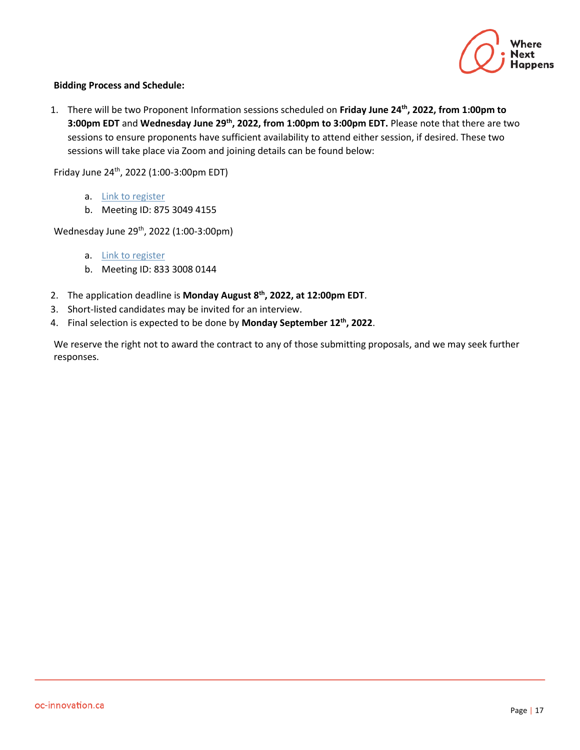**Bidding Process and Schedule:**

1. There will be two Proponent Information sessions scheduled on **Friday June 24th, 2022, from 1:00pm to 3:00pm EDT** and **Wednesday June 29th, 2022, from 1:00pm to 3:00pm EDT.** Please note that there are two sessions to ensure proponents have sufficient availability to attend either session, if desired. These two sessions will take place via Zoom and joining details can be found below:

Friday June 24th, 2022 (1:00-3:00pm EDT)

   a. Link to register
   b. Meeting ID: 875 3049 4155

Wednesday June 29th, 2022 (1:00-3:00pm)

   a. Link to register
   b. Meeting ID: 833 3008 0144

2. The application deadline is **Monday August 8th, 2022, at 12:00pm EDT**.
3. Short-listed candidates may be invited for an interview.
4. Final selection is expected to be done by **Monday September 12th, 2022**.

We reserve the right not to award the contract to any of those submitting proposals, and we may seek further responses.